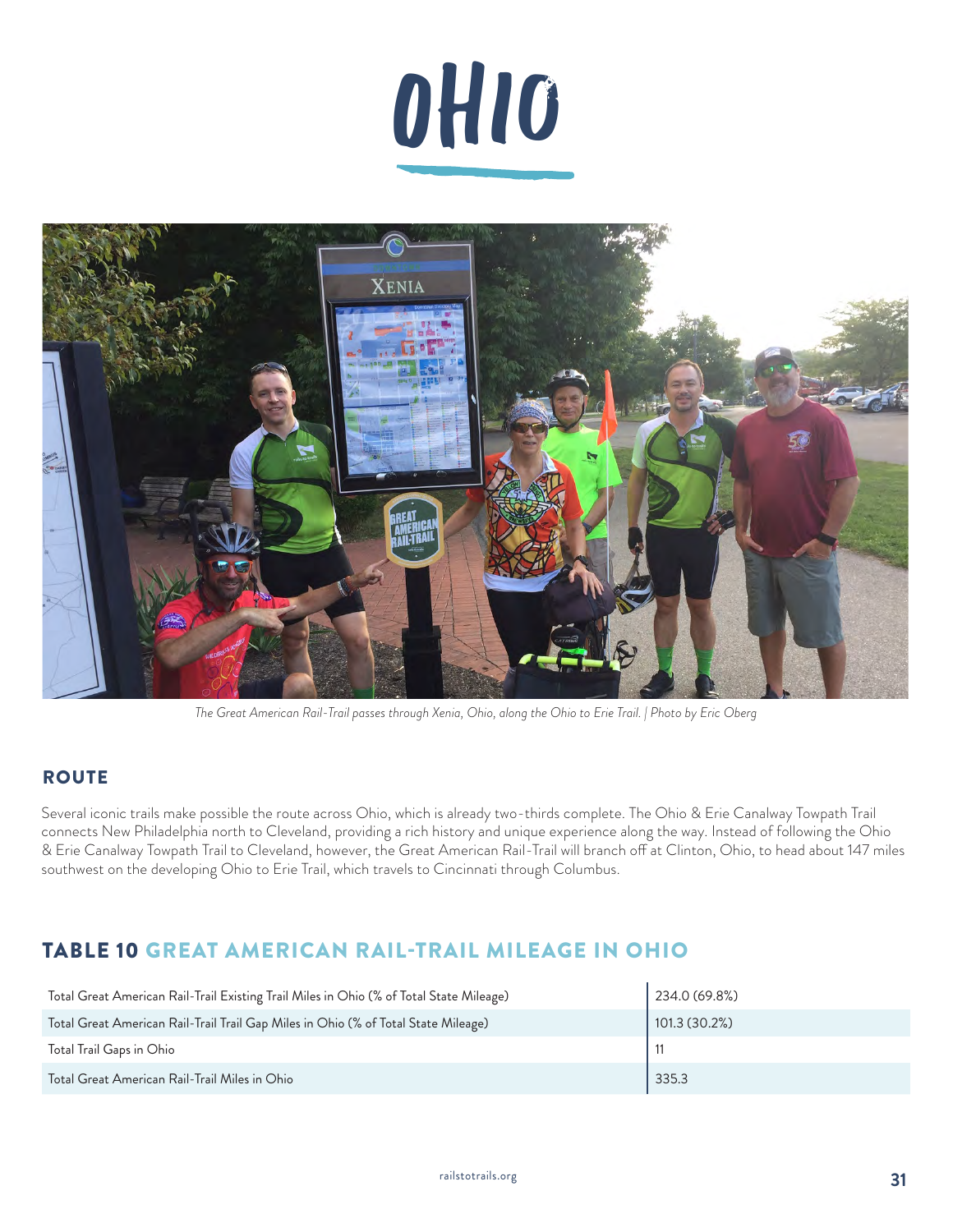# OHIO

*The Great American Rail-Trail passes through Xenia, Ohio, along the Ohio to Erie Trail. | Photo by Eric Oberg*

## ROUTE

Several iconic trails make possible the route across Ohio, which is already two-thirds complete. The Ohio & Erie Canalway Towpath Trail connects New Philadelphia north to Cleveland, providing a rich history and unique experience along the way. Instead of following the Ohio & Erie Canalway Towpath Trail to Cleveland, however, the Great American Rail-Trail will branch off at Clinton, Ohio, to head about 147 miles southwest on the developing Ohio to Erie Trail, which travels to Cincinnati through Columbus.

## TABLE 10 GREAT AMERICAN RAIL-TRAIL MILEAGE IN OHIO

| | |
|---|---|
| Total Great American Rail-Trail Existing Trail Miles in Ohio (% of Total State Mileage) | 234.0 (69.8%) |
| Total Great American Rail-Trail Trail Gap Miles in Ohio (% of Total State Mileage) | 101.3 (30.2%) |
| Total Trail Gaps in Ohio | 11 |
| Total Great American Rail-Trail Miles in Ohio | 335.3 |

railstotrails.org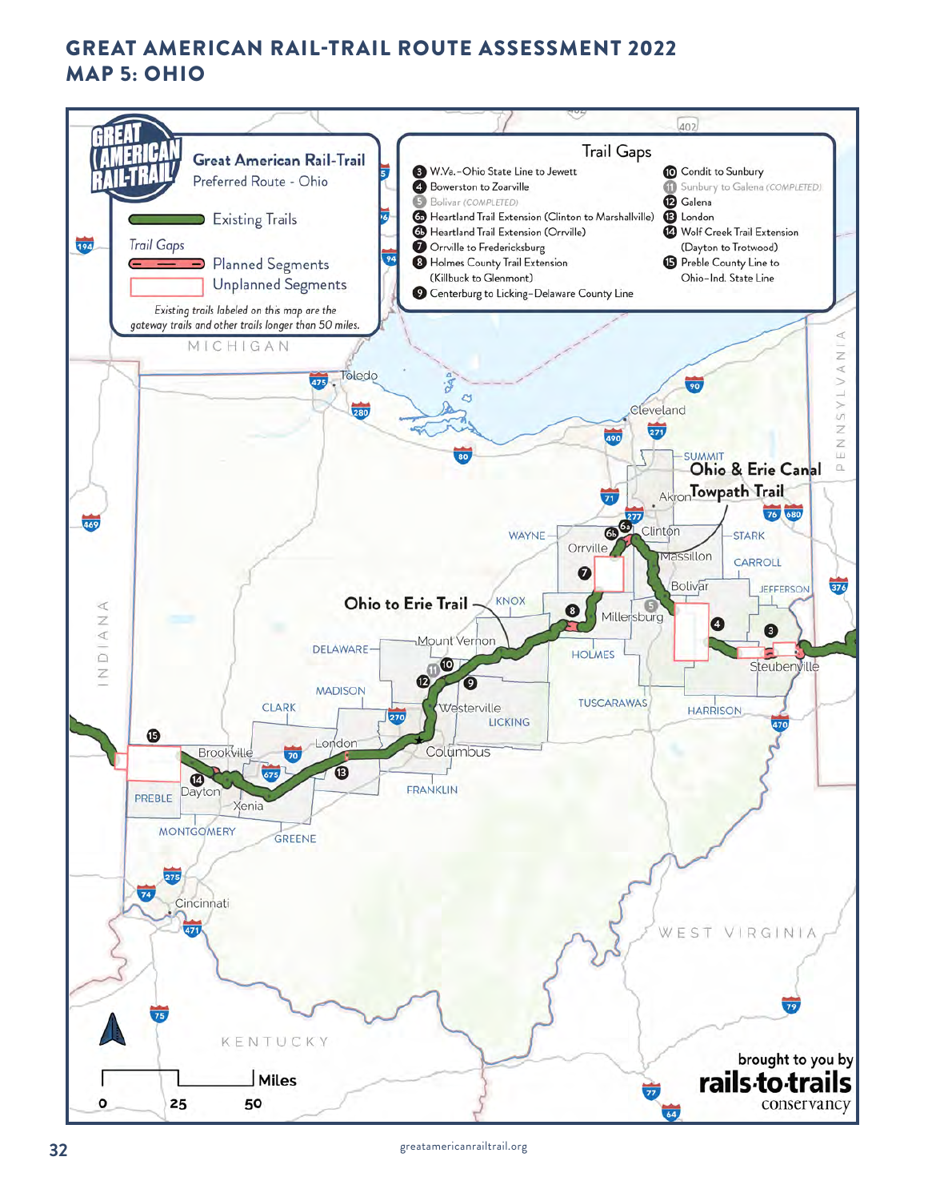# GREAT AMERICAN RAIL-TRAIL ROUTE ASSESSMENT 2022
## MAP 5: OHIO

**Great American Rail-Trail**
Preferred Route - Ohio

- Existing Trails
- Trail Gaps
  - Planned Segments
  - Unplanned Segments

*Existing trails labeled on this map are the gateway trails and other trails longer than 50 miles.*

### Trail Gaps

3. W.Va.–Ohio State Line to Jewett
4. Bowerston to Zoarville
5. Bolivar (COMPLETED)
6a. Heartland Trail Extension (Clinton to Marshallville)
6b. Heartland Trail Extension (Orrville)
7. Orrville to Fredericksburg
8. Holmes County Trail Extension (Killbuck to Glenmont)
9. Centerburg to Licking–Delaware County Line
10. Condit to Sunbury
11. Sunbury to Galena (COMPLETED)
12. Galena
13. London
14. Wolf Creek Trail Extension (Dayton to Trotwood)
15. Preble County Line to Ohio–Ind. State Line

Ohio & Erie Canal Towpath Trail

Ohio to Erie Trail

MICHIGAN · INDIANA · PENNSYLVANIA · WEST VIRGINIA · KENTUCKY

Toledo · Cleveland · Akron · Clinton · Orrville · Massillon · Bolivar · Millersburg · Steubenville · Mount Vernon · Westerville · Columbus · London · Brookville · Dayton · Xenia · Cincinnati

SUMMIT · WAYNE · STARK · CARROLL · JEFFERSON · KNOX · HOLMES · TUSCARAWAS · HARRISON · DELAWARE · MADISON · LICKING · CLARK · FRANKLIN · PREBLE · MONTGOMERY · GREENE

Miles: 0 · 25 · 50

brought to you by rails-to-trails conservancy

greatamericanrailtrail.org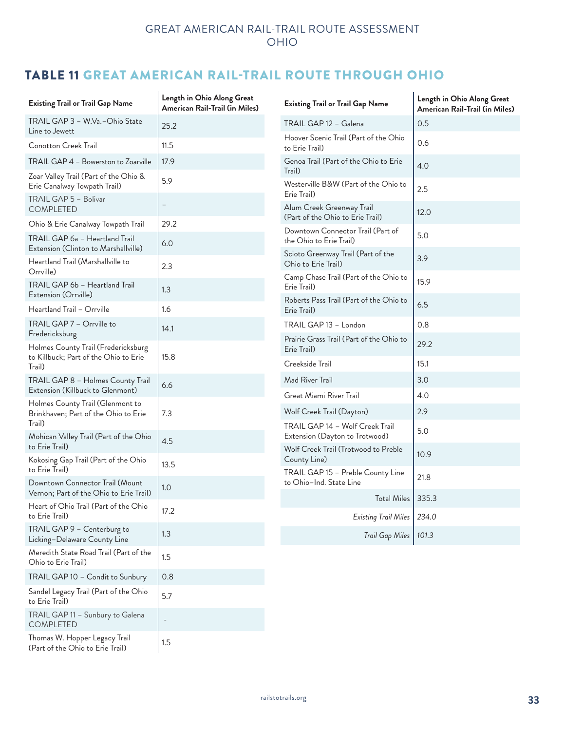## TABLE 11 GREAT AMERICAN RAIL-TRAIL ROUTE THROUGH OHIO

| Existing Trail or Trail Gap Name | Length in Ohio Along Great American Rail-Trail (in Miles) |
|---|---|
| TRAIL GAP 3 – W.Va.–Ohio State Line to Jewett | 25.2 |
| Conotton Creek Trail | 11.5 |
| TRAIL GAP 4 – Bowerston to Zoarville | 17.9 |
| Zoar Valley Trail (Part of the Ohio & Erie Canalway Towpath Trail) | 5.9 |
| TRAIL GAP 5 – Bolivar COMPLETED | – |
| Ohio & Erie Canalway Towpath Trail | 29.2 |
| TRAIL GAP 6a – Heartland Trail Extension (Clinton to Marshallville) | 6.0 |
| Heartland Trail (Marshallville to Orrville) | 2.3 |
| TRAIL GAP 6b – Heartland Trail Extension (Orrville) | 1.3 |
| Heartland Trail – Orrville | 1.6 |
| TRAIL GAP 7 – Orrville to Fredericksburg | 14.1 |
| Holmes County Trail (Fredericksburg to Killbuck; Part of the Ohio to Erie Trail) | 15.8 |
| TRAIL GAP 8 – Holmes County Trail Extension (Killbuck to Glenmont) | 6.6 |
| Holmes County Trail (Glenmont to Brinkhaven; Part of the Ohio to Erie Trail) | 7.3 |
| Mohican Valley Trail (Part of the Ohio to Erie Trail) | 4.5 |
| Kokosing Gap Trail (Part of the Ohio to Erie Trail) | 13.5 |
| Downtown Connector Trail (Mount Vernon; Part of the Ohio to Erie Trail) | 1.0 |
| Heart of Ohio Trail (Part of the Ohio to Erie Trail) | 17.2 |
| TRAIL GAP 9 – Centerburg to Licking–Delaware County Line | 1.3 |
| Meredith State Road Trail (Part of the Ohio to Erie Trail) | 1.5 |
| TRAIL GAP 10 – Condit to Sunbury | 0.8 |
| Sandel Legacy Trail (Part of the Ohio to Erie Trail) | 5.7 |
| TRAIL GAP 11 – Sunbury to Galena COMPLETED | - |
| Thomas W. Hopper Legacy Trail (Part of the Ohio to Erie Trail) | 1.5 |
| TRAIL GAP 12 – Galena | 0.5 |
| Hoover Scenic Trail (Part of the Ohio to Erie Trail) | 0.6 |
| Genoa Trail (Part of the Ohio to Erie Trail) | 4.0 |
| Westerville B&W (Part of the Ohio to Erie Trail) | 2.5 |
| Alum Creek Greenway Trail (Part of the Ohio to Erie Trail) | 12.0 |
| Downtown Connector Trail (Part of the Ohio to Erie Trail) | 5.0 |
| Scioto Greenway Trail (Part of the Ohio to Erie Trail) | 3.9 |
| Camp Chase Trail (Part of the Ohio to Erie Trail) | 15.9 |
| Roberts Pass Trail (Part of the Ohio to Erie Trail) | 6.5 |
| TRAIL GAP 13 – London | 0.8 |
| Prairie Grass Trail (Part of the Ohio to Erie Trail) | 29.2 |
| Creekside Trail | 15.1 |
| Mad River Trail | 3.0 |
| Great Miami River Trail | 4.0 |
| Wolf Creek Trail (Dayton) | 2.9 |
| TRAIL GAP 14 – Wolf Creek Trail Extension (Dayton to Trotwood) | 5.0 |
| Wolf Creek Trail (Trotwood to Preble County Line) | 10.9 |
| TRAIL GAP 15 – Preble County Line to Ohio–Ind. State Line | 21.8 |
| Total Miles | 335.3 |
| *Existing Trail Miles* | *234.0* |
| *Trail Gap Miles* | *101.3* |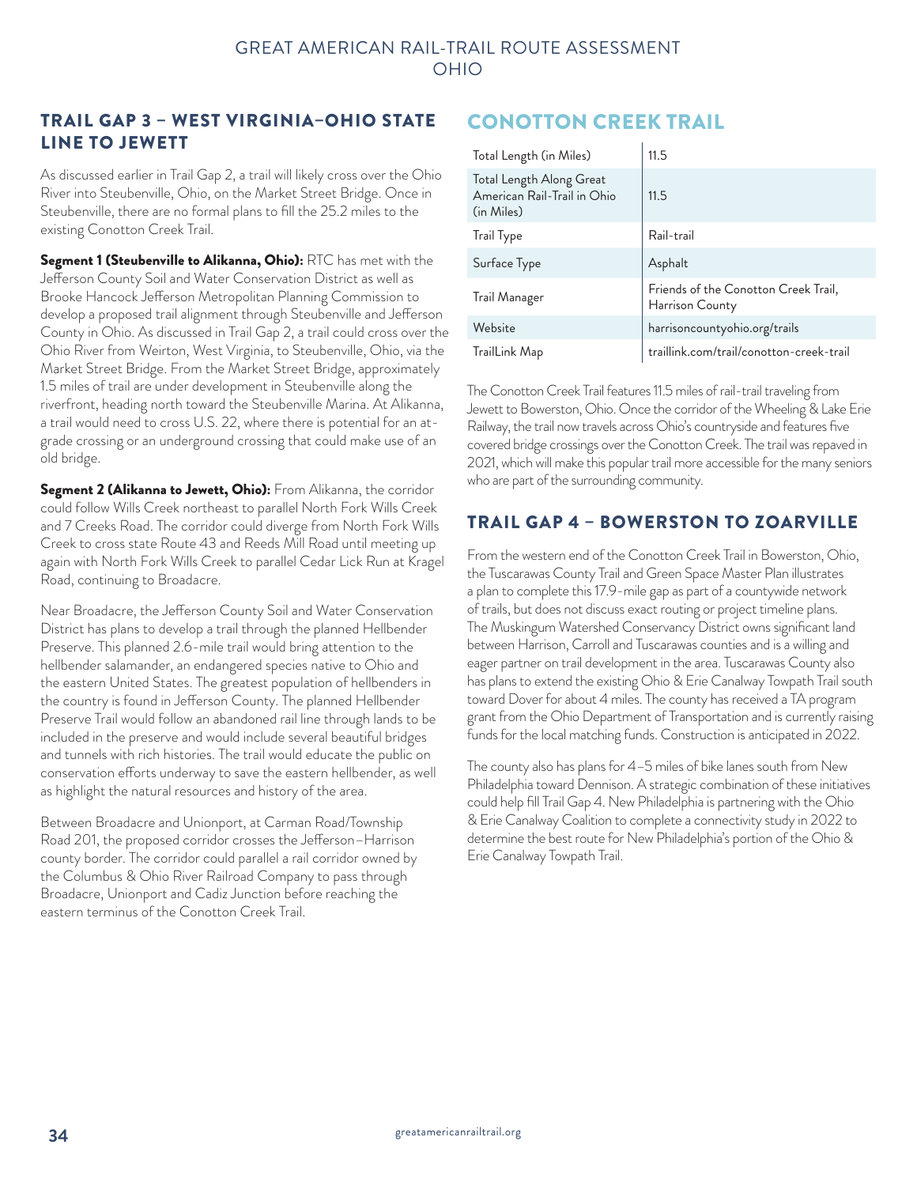## TRAIL GAP 3 – WEST VIRGINIA–OHIO STATE LINE TO JEWETT

As discussed earlier in Trail Gap 2, a trail will likely cross over the Ohio River into Steubenville, Ohio, on the Market Street Bridge. Once in Steubenville, there are no formal plans to fill the 25.2 miles to the existing Conotton Creek Trail.

**Segment 1 (Steubenville to Alikanna, Ohio):** RTC has met with the Jefferson County Soil and Water Conservation District as well as Brooke Hancock Jefferson Metropolitan Planning Commission to develop a proposed trail alignment through Steubenville and Jefferson County in Ohio. As discussed in Trail Gap 2, a trail could cross over the Ohio River from Weirton, West Virginia, to Steubenville, Ohio, via the Market Street Bridge. From the Market Street Bridge, approximately 1.5 miles of trail are under development in Steubenville along the riverfront, heading north toward the Steubenville Marina. At Alikanna, a trail would need to cross U.S. 22, where there is potential for an at-grade crossing or an underground crossing that could make use of an old bridge.

**Segment 2 (Alikanna to Jewett, Ohio):** From Alikanna, the corridor could follow Wills Creek northeast to parallel North Fork Wills Creek and 7 Creeks Road. The corridor could diverge from North Fork Wills Creek to cross state Route 43 and Reeds Mill Road until meeting up again with North Fork Wills Creek to parallel Cedar Lick Run at Kragel Road, continuing to Broadacre.

Near Broadacre, the Jefferson County Soil and Water Conservation District has plans to develop a trail through the planned Hellbender Preserve. This planned 2.6-mile trail would bring attention to the hellbender salamander, an endangered species native to Ohio and the eastern United States. The greatest population of hellbenders in the country is found in Jefferson County. The planned Hellbender Preserve Trail would follow an abandoned rail line through lands to be included in the preserve and would include several beautiful bridges and tunnels with rich histories. The trail would educate the public on conservation efforts underway to save the eastern hellbender, as well as highlight the natural resources and history of the area.

Between Broadacre and Unionport, at Carman Road/Township Road 201, the proposed corridor crosses the Jefferson–Harrison county border. The corridor could parallel a rail corridor owned by the Columbus & Ohio River Railroad Company to pass through Broadacre, Unionport and Cadiz Junction before reaching the eastern terminus of the Conotton Creek Trail.

## CONOTTON CREEK TRAIL

| | |
|---|---|
| Total Length (in Miles) | 11.5 |
| Total Length Along Great American Rail-Trail in Ohio (in Miles) | 11.5 |
| Trail Type | Rail-trail |
| Surface Type | Asphalt |
| Trail Manager | Friends of the Conotton Creek Trail, Harrison County |
| Website | harrisoncountyohio.org/trails |
| TrailLink Map | traillink.com/trail/conotton-creek-trail |

The Conotton Creek Trail features 11.5 miles of rail-trail traveling from Jewett to Bowerston, Ohio. Once the corridor of the Wheeling & Lake Erie Railway, the trail now travels across Ohio's countryside and features five covered bridge crossings over the Conotton Creek. The trail was repaved in 2021, which will make this popular trail more accessible for the many seniors who are part of the surrounding community.

## TRAIL GAP 4 – BOWERSTON TO ZOARVILLE

From the western end of the Conotton Creek Trail in Bowerston, Ohio, the Tuscarawas County Trail and Green Space Master Plan illustrates a plan to complete this 17.9-mile gap as part of a countywide network of trails, but does not discuss exact routing or project timeline plans. The Muskingum Watershed Conservancy District owns significant land between Harrison, Carroll and Tuscarawas counties and is a willing and eager partner on trail development in the area. Tuscarawas County also has plans to extend the existing Ohio & Erie Canalway Towpath Trail south toward Dover for about 4 miles. The county has received a TA program grant from the Ohio Department of Transportation and is currently raising funds for the local matching funds. Construction is anticipated in 2022.

The county also has plans for 4–5 miles of bike lanes south from New Philadelphia toward Dennison. A strategic combination of these initiatives could help fill Trail Gap 4. New Philadelphia is partnering with the Ohio & Erie Canalway Coalition to complete a connectivity study in 2022 to determine the best route for New Philadelphia's portion of the Ohio & Erie Canalway Towpath Trail.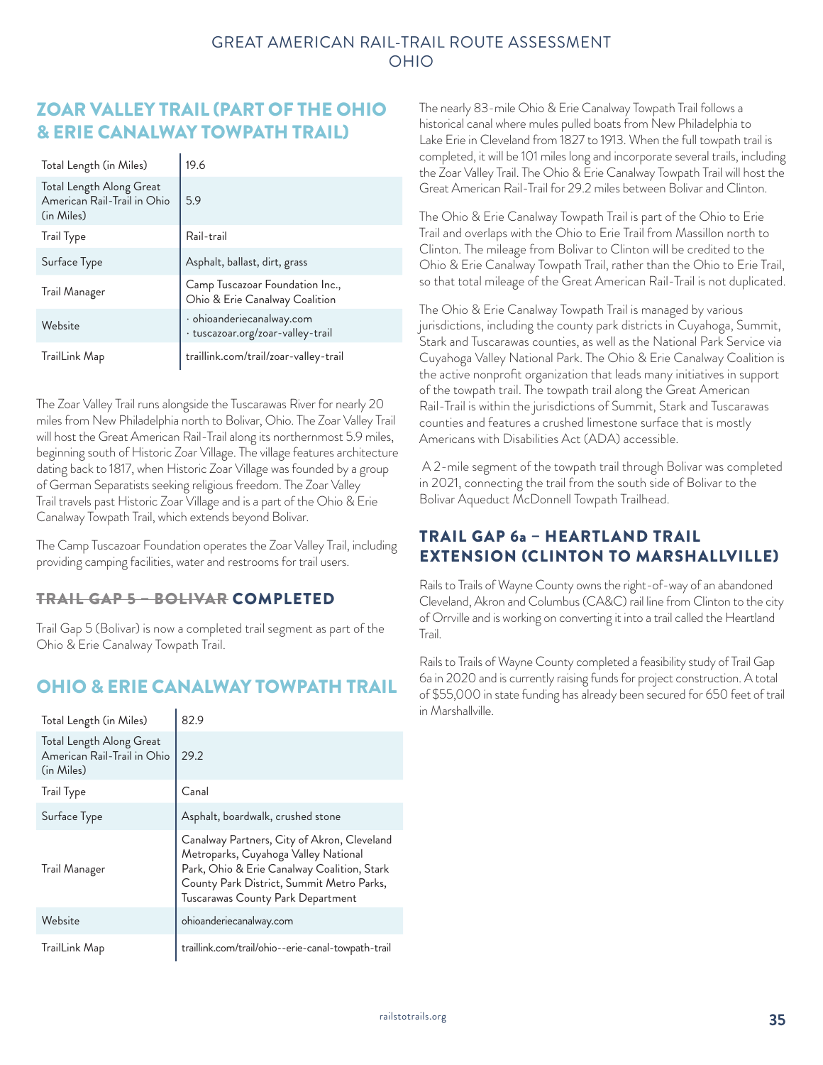## ZOAR VALLEY TRAIL (PART OF THE OHIO & ERIE CANALWAY TOWPATH TRAIL)

| | |
|---|---|
| Total Length (in Miles) | 19.6 |
| Total Length Along Great American Rail-Trail in Ohio (in Miles) | 5.9 |
| Trail Type | Rail-trail |
| Surface Type | Asphalt, ballast, dirt, grass |
| Trail Manager | Camp Tuscazoar Foundation Inc., Ohio & Erie Canalway Coalition |
| Website | · ohioanderiecanalway.com<br>· tuscazoar.org/zoar-valley-trail |
| TrailLink Map | traillink.com/trail/zoar-valley-trail |

The Zoar Valley Trail runs alongside the Tuscarawas River for nearly 20 miles from New Philadelphia north to Bolivar, Ohio. The Zoar Valley Trail will host the Great American Rail-Trail along its northernmost 5.9 miles, beginning south of Historic Zoar Village. The village features architecture dating back to 1817, when Historic Zoar Village was founded by a group of German Separatists seeking religious freedom. The Zoar Valley Trail travels past Historic Zoar Village and is a part of the Ohio & Erie Canalway Towpath Trail, which extends beyond Bolivar.

The Camp Tuscazoar Foundation operates the Zoar Valley Trail, including providing camping facilities, water and restrooms for trail users.

### ~~TRAIL GAP 5 – BOLIVAR~~ COMPLETED

Trail Gap 5 (Bolivar) is now a completed trail segment as part of the Ohio & Erie Canalway Towpath Trail.

## OHIO & ERIE CANALWAY TOWPATH TRAIL

| | |
|---|---|
| Total Length (in Miles) | 82.9 |
| Total Length Along Great American Rail-Trail in Ohio (in Miles) | 29.2 |
| Trail Type | Canal |
| Surface Type | Asphalt, boardwalk, crushed stone |
| Trail Manager | Canalway Partners, City of Akron, Cleveland Metroparks, Cuyahoga Valley National Park, Ohio & Erie Canalway Coalition, Stark County Park District, Summit Metro Parks, Tuscarawas County Park Department |
| Website | ohioanderiecanalway.com |
| TrailLink Map | traillink.com/trail/ohio--erie-canal-towpath-trail |

The nearly 83-mile Ohio & Erie Canalway Towpath Trail follows a historical canal where mules pulled boats from New Philadelphia to Lake Erie in Cleveland from 1827 to 1913. When the full towpath trail is completed, it will be 101 miles long and incorporate several trails, including the Zoar Valley Trail. The Ohio & Erie Canalway Towpath Trail will host the Great American Rail-Trail for 29.2 miles between Bolivar and Clinton.

The Ohio & Erie Canalway Towpath Trail is part of the Ohio to Erie Trail and overlaps with the Ohio to Erie Trail from Massillon north to Clinton. The mileage from Bolivar to Clinton will be credited to the Ohio & Erie Canalway Towpath Trail, rather than the Ohio to Erie Trail, so that total mileage of the Great American Rail-Trail is not duplicated.

The Ohio & Erie Canalway Towpath Trail is managed by various jurisdictions, including the county park districts in Cuyahoga, Summit, Stark and Tuscarawas counties, as well as the National Park Service via Cuyahoga Valley National Park. The Ohio & Erie Canalway Coalition is the active nonprofit organization that leads many initiatives in support of the towpath trail. The towpath trail along the Great American Rail-Trail is within the jurisdictions of Summit, Stark and Tuscarawas counties and features a crushed limestone surface that is mostly Americans with Disabilities Act (ADA) accessible.

A 2-mile segment of the towpath trail through Bolivar was completed in 2021, connecting the trail from the south side of Bolivar to the Bolivar Aqueduct McDonnell Towpath Trailhead.

### TRAIL GAP 6a – HEARTLAND TRAIL EXTENSION (CLINTON TO MARSHALLVILLE)

Rails to Trails of Wayne County owns the right-of-way of an abandoned Cleveland, Akron and Columbus (CA&C) rail line from Clinton to the city of Orrville and is working on converting it into a trail called the Heartland Trail.

Rails to Trails of Wayne County completed a feasibility study of Trail Gap 6a in 2020 and is currently raising funds for project construction. A total of $55,000 in state funding has already been secured for 650 feet of trail in Marshallville.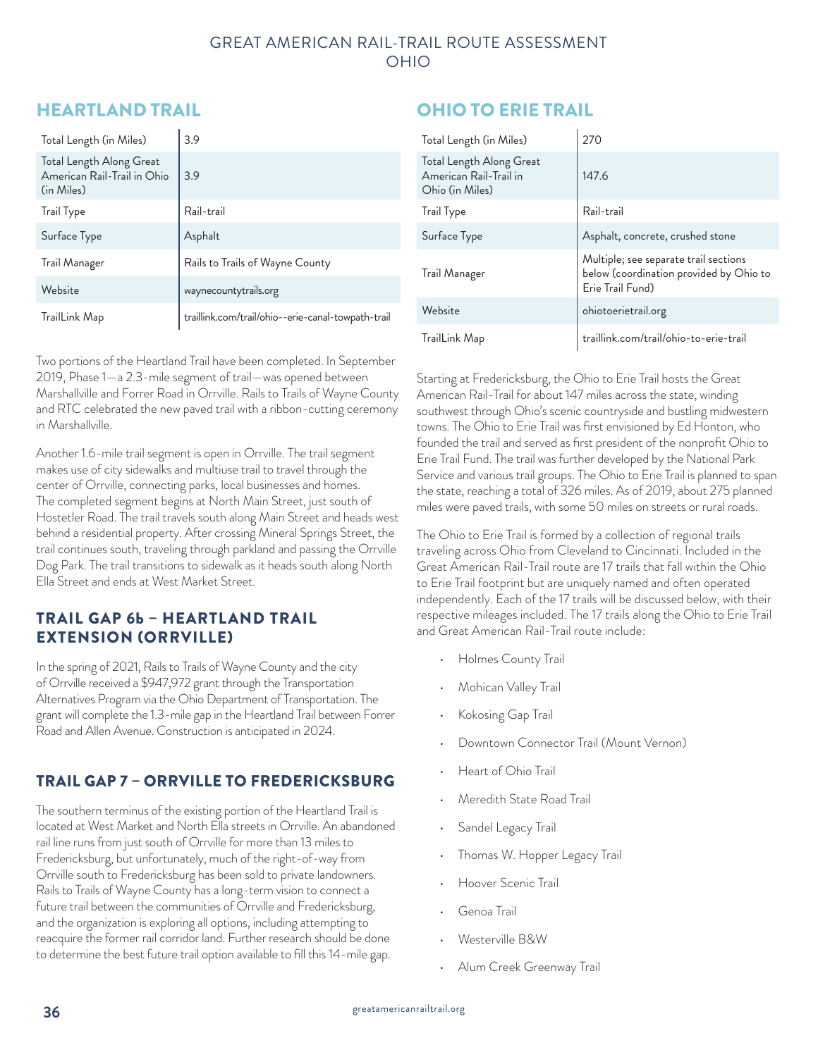## HEARTLAND TRAIL

| | |
|---|---|
| Total Length (in Miles) | 3.9 |
| Total Length Along Great American Rail-Trail in Ohio (in Miles) | 3.9 |
| Trail Type | Rail-trail |
| Surface Type | Asphalt |
| Trail Manager | Rails to Trails of Wayne County |
| Website | waynecountytrails.org |
| TrailLink Map | traillink.com/trail/ohio--erie-canal-towpath-trail |

Two portions of the Heartland Trail have been completed. In September 2019, Phase 1—a 2.3-mile segment of trail—was opened between Marshallville and Forrer Road in Orrville. Rails to Trails of Wayne County and RTC celebrated the new paved trail with a ribbon-cutting ceremony in Marshallville.

Another 1.6-mile trail segment is open in Orrville. The trail segment makes use of city sidewalks and multiuse trail to travel through the center of Orrville, connecting parks, local businesses and homes. The completed segment begins at North Main Street, just south of Hostetler Road. The trail travels south along Main Street and heads west behind a residential property. After crossing Mineral Springs Street, the trail continues south, traveling through parkland and passing the Orrville Dog Park. The trail transitions to sidewalk as it heads south along North Ella Street and ends at West Market Street.

### TRAIL GAP 6b – HEARTLAND TRAIL EXTENSION (ORRVILLE)

In the spring of 2021, Rails to Trails of Wayne County and the city of Orrville received a $947,972 grant through the Transportation Alternatives Program via the Ohio Department of Transportation. The grant will complete the 1.3-mile gap in the Heartland Trail between Forrer Road and Allen Avenue. Construction is anticipated in 2024.

### TRAIL GAP 7 – ORRVILLE TO FREDERICKSBURG

The southern terminus of the existing portion of the Heartland Trail is located at West Market and North Ella streets in Orrville. An abandoned rail line runs from just south of Orrville for more than 13 miles to Fredericksburg, but unfortunately, much of the right-of-way from Orrville south to Fredericksburg has been sold to private landowners. Rails to Trails of Wayne County has a long-term vision to connect a future trail between the communities of Orrville and Fredericksburg, and the organization is exploring all options, including attempting to reacquire the former rail corridor land. Further research should be done to determine the best future trail option available to fill this 14-mile gap.

## OHIO TO ERIE TRAIL

| | |
|---|---|
| Total Length (in Miles) | 270 |
| Total Length Along Great American Rail-Trail in Ohio (in Miles) | 147.6 |
| Trail Type | Rail-trail |
| Surface Type | Asphalt, concrete, crushed stone |
| Trail Manager | Multiple; see separate trail sections below (coordination provided by Ohio to Erie Trail Fund) |
| Website | ohiotoerietrail.org |
| TrailLink Map | traillink.com/trail/ohio-to-erie-trail |

Starting at Fredericksburg, the Ohio to Erie Trail hosts the Great American Rail-Trail for about 147 miles across the state, winding southwest through Ohio's scenic countryside and bustling midwestern towns. The Ohio to Erie Trail was first envisioned by Ed Honton, who founded the trail and served as first president of the nonprofit Ohio to Erie Trail Fund. The trail was further developed by the National Park Service and various trail groups. The Ohio to Erie Trail is planned to span the state, reaching a total of 326 miles. As of 2019, about 275 planned miles were paved trails, with some 50 miles on streets or rural roads.

The Ohio to Erie Trail is formed by a collection of regional trails traveling across Ohio from Cleveland to Cincinnati. Included in the Great American Rail-Trail route are 17 trails that fall within the Ohio to Erie Trail footprint but are uniquely named and often operated independently. Each of the 17 trails will be discussed below, with their respective mileages included. The 17 trails along the Ohio to Erie Trail and Great American Rail-Trail route include:

- Holmes County Trail
- Mohican Valley Trail
- Kokosing Gap Trail
- Downtown Connector Trail (Mount Vernon)
- Heart of Ohio Trail
- Meredith State Road Trail
- Sandel Legacy Trail
- Thomas W. Hopper Legacy Trail
- Hoover Scenic Trail
- Genoa Trail
- Westerville B&W
- Alum Creek Greenway Trail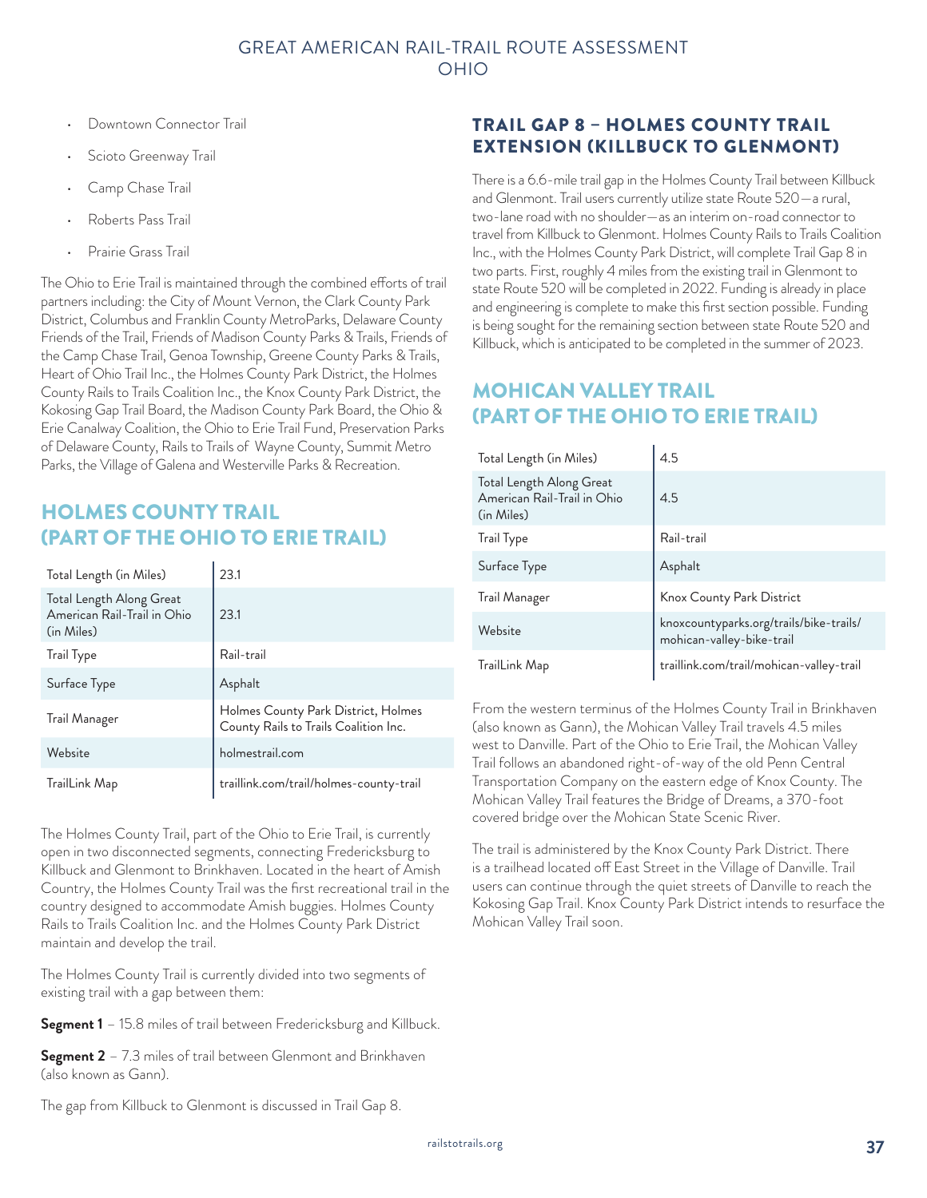- Downtown Connector Trail
- Scioto Greenway Trail
- Camp Chase Trail
- Roberts Pass Trail
- Prairie Grass Trail

The Ohio to Erie Trail is maintained through the combined efforts of trail partners including: the City of Mount Vernon, the Clark County Park District, Columbus and Franklin County MetroParks, Delaware County Friends of the Trail, Friends of Madison County Parks & Trails, Friends of the Camp Chase Trail, Genoa Township, Greene County Parks & Trails, Heart of Ohio Trail Inc., the Holmes County Park District, the Holmes County Rails to Trails Coalition Inc., the Knox County Park District, the Kokosing Gap Trail Board, the Madison County Park Board, the Ohio & Erie Canalway Coalition, the Ohio to Erie Trail Fund, Preservation Parks of Delaware County, Rails to Trails of Wayne County, Summit Metro Parks, the Village of Galena and Westerville Parks & Recreation.

## HOLMES COUNTY TRAIL (PART OF THE OHIO TO ERIE TRAIL)

| | |
|---|---|
| Total Length (in Miles) | 23.1 |
| Total Length Along Great American Rail-Trail in Ohio (in Miles) | 23.1 |
| Trail Type | Rail-trail |
| Surface Type | Asphalt |
| Trail Manager | Holmes County Park District, Holmes County Rails to Trails Coalition Inc. |
| Website | holmestrail.com |
| TrailLink Map | traillink.com/trail/holmes-county-trail |

The Holmes County Trail, part of the Ohio to Erie Trail, is currently open in two disconnected segments, connecting Fredericksburg to Killbuck and Glenmont to Brinkhaven. Located in the heart of Amish Country, the Holmes County Trail was the first recreational trail in the country designed to accommodate Amish buggies. Holmes County Rails to Trails Coalition Inc. and the Holmes County Park District maintain and develop the trail.

The Holmes County Trail is currently divided into two segments of existing trail with a gap between them:

**Segment 1** – 15.8 miles of trail between Fredericksburg and Killbuck.

**Segment 2** – 7.3 miles of trail between Glenmont and Brinkhaven (also known as Gann).

The gap from Killbuck to Glenmont is discussed in Trail Gap 8.

### TRAIL GAP 8 – HOLMES COUNTY TRAIL EXTENSION (KILLBUCK TO GLENMONT)

There is a 6.6-mile trail gap in the Holmes County Trail between Killbuck and Glenmont. Trail users currently utilize state Route 520—a rural, two-lane road with no shoulder—as an interim on-road connector to travel from Killbuck to Glenmont. Holmes County Rails to Trails Coalition Inc., with the Holmes County Park District, will complete Trail Gap 8 in two parts. First, roughly 4 miles from the existing trail in Glenmont to state Route 520 will be completed in 2022. Funding is already in place and engineering is complete to make this first section possible. Funding is being sought for the remaining section between state Route 520 and Killbuck, which is anticipated to be completed in the summer of 2023.

## MOHICAN VALLEY TRAIL (PART OF THE OHIO TO ERIE TRAIL)

| | |
|---|---|
| Total Length (in Miles) | 4.5 |
| Total Length Along Great American Rail-Trail in Ohio (in Miles) | 4.5 |
| Trail Type | Rail-trail |
| Surface Type | Asphalt |
| Trail Manager | Knox County Park District |
| Website | knoxcountyparks.org/trails/bike-trails/mohican-valley-bike-trail |
| TrailLink Map | traillink.com/trail/mohican-valley-trail |

From the western terminus of the Holmes County Trail in Brinkhaven (also known as Gann), the Mohican Valley Trail travels 4.5 miles west to Danville. Part of the Ohio to Erie Trail, the Mohican Valley Trail follows an abandoned right-of-way of the old Penn Central Transportation Company on the eastern edge of Knox County. The Mohican Valley Trail features the Bridge of Dreams, a 370-foot covered bridge over the Mohican State Scenic River.

The trail is administered by the Knox County Park District. There is a trailhead located off East Street in the Village of Danville. Trail users can continue through the quiet streets of Danville to reach the Kokosing Gap Trail. Knox County Park District intends to resurface the Mohican Valley Trail soon.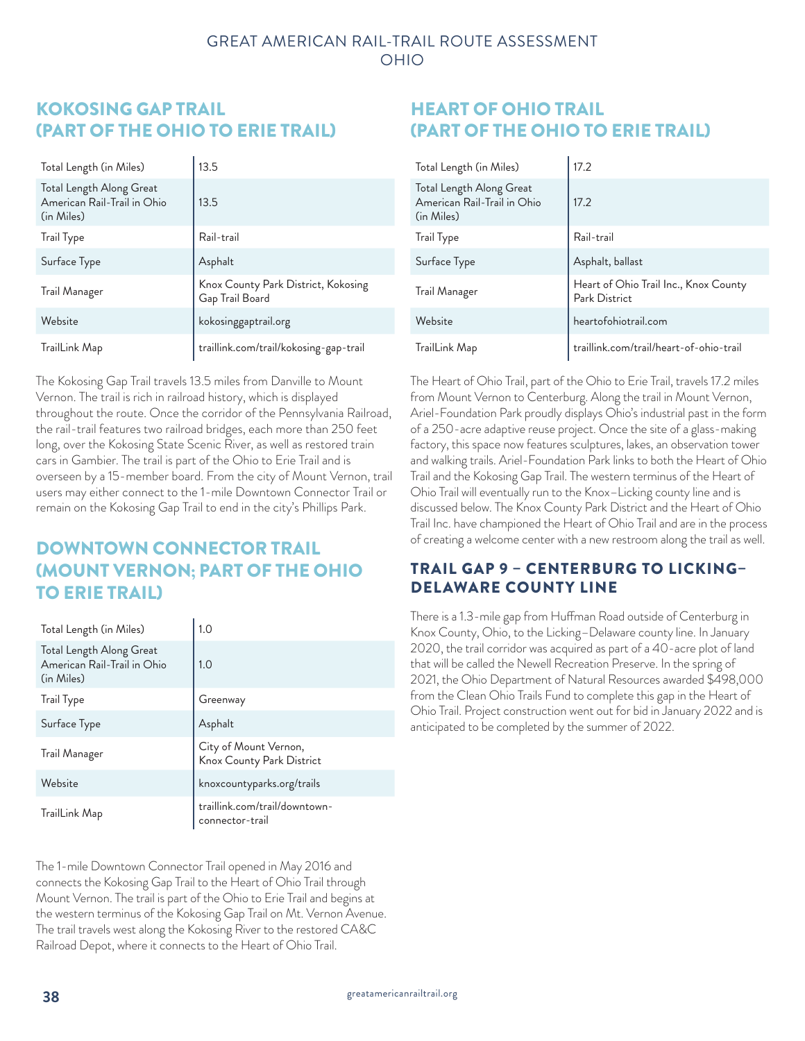## KOKOSING GAP TRAIL (PART OF THE OHIO TO ERIE TRAIL)

| | |
|---|---|
| Total Length (in Miles) | 13.5 |
| Total Length Along Great American Rail-Trail in Ohio (in Miles) | 13.5 |
| Trail Type | Rail-trail |
| Surface Type | Asphalt |
| Trail Manager | Knox County Park District, Kokosing Gap Trail Board |
| Website | kokosinggaptrail.org |
| TrailLink Map | traillink.com/trail/kokosing-gap-trail |

The Kokosing Gap Trail travels 13.5 miles from Danville to Mount Vernon. The trail is rich in railroad history, which is displayed throughout the route. Once the corridor of the Pennsylvania Railroad, the rail-trail features two railroad bridges, each more than 250 feet long, over the Kokosing State Scenic River, as well as restored train cars in Gambier. The trail is part of the Ohio to Erie Trail and is overseen by a 15-member board. From the city of Mount Vernon, trail users may either connect to the 1-mile Downtown Connector Trail or remain on the Kokosing Gap Trail to end in the city's Phillips Park.

## DOWNTOWN CONNECTOR TRAIL (MOUNT VERNON; PART OF THE OHIO TO ERIE TRAIL)

| | |
|---|---|
| Total Length (in Miles) | 1.0 |
| Total Length Along Great American Rail-Trail in Ohio (in Miles) | 1.0 |
| Trail Type | Greenway |
| Surface Type | Asphalt |
| Trail Manager | City of Mount Vernon, Knox County Park District |
| Website | knoxcountyparks.org/trails |
| TrailLink Map | traillink.com/trail/downtown-connector-trail |

The 1-mile Downtown Connector Trail opened in May 2016 and connects the Kokosing Gap Trail to the Heart of Ohio Trail through Mount Vernon. The trail is part of the Ohio to Erie Trail and begins at the western terminus of the Kokosing Gap Trail on Mt. Vernon Avenue. The trail travels west along the Kokosing River to the restored CA&C Railroad Depot, where it connects to the Heart of Ohio Trail.

## HEART OF OHIO TRAIL (PART OF THE OHIO TO ERIE TRAIL)

| | |
|---|---|
| Total Length (in Miles) | 17.2 |
| Total Length Along Great American Rail-Trail in Ohio (in Miles) | 17.2 |
| Trail Type | Rail-trail |
| Surface Type | Asphalt, ballast |
| Trail Manager | Heart of Ohio Trail Inc., Knox County Park District |
| Website | heartofohiotrail.com |
| TrailLink Map | traillink.com/trail/heart-of-ohio-trail |

The Heart of Ohio Trail, part of the Ohio to Erie Trail, travels 17.2 miles from Mount Vernon to Centerburg. Along the trail in Mount Vernon, Ariel-Foundation Park proudly displays Ohio's industrial past in the form of a 250-acre adaptive reuse project. Once the site of a glass-making factory, this space now features sculptures, lakes, an observation tower and walking trails. Ariel-Foundation Park links to both the Heart of Ohio Trail and the Kokosing Gap Trail. The western terminus of the Heart of Ohio Trail will eventually run to the Knox–Licking county line and is discussed below. The Knox County Park District and the Heart of Ohio Trail Inc. have championed the Heart of Ohio Trail and are in the process of creating a welcome center with a new restroom along the trail as well.

### TRAIL GAP 9 – CENTERBURG TO LICKING–DELAWARE COUNTY LINE

There is a 1.3-mile gap from Huffman Road outside of Centerburg in Knox County, Ohio, to the Licking–Delaware county line. In January 2020, the trail corridor was acquired as part of a 40-acre plot of land that will be called the Newell Recreation Preserve. In the spring of 2021, the Ohio Department of Natural Resources awarded $498,000 from the Clean Ohio Trails Fund to complete this gap in the Heart of Ohio Trail. Project construction went out for bid in January 2022 and is anticipated to be completed by the summer of 2022.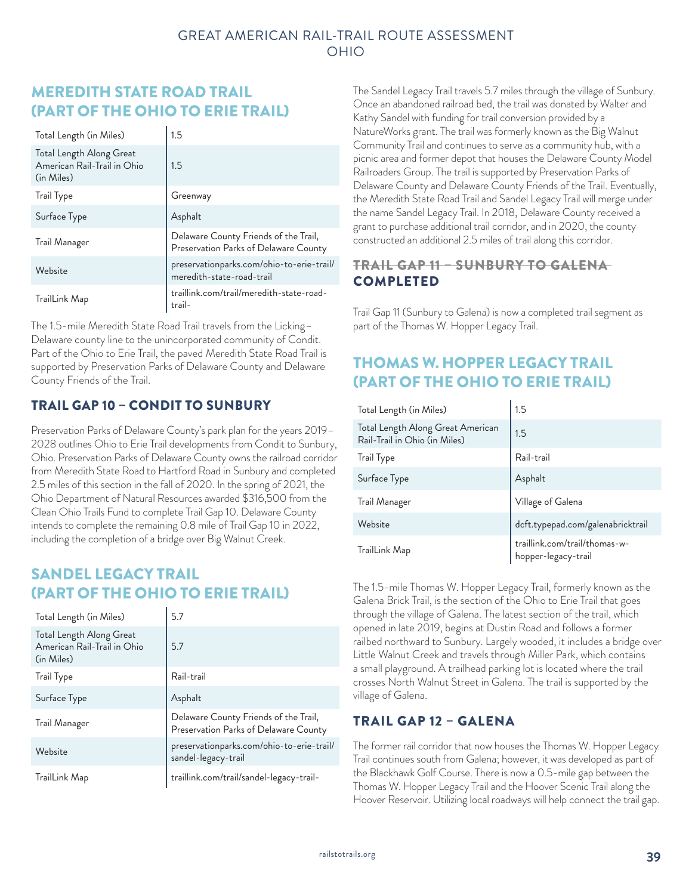## MEREDITH STATE ROAD TRAIL (PART OF THE OHIO TO ERIE TRAIL)

| | |
|---|---|
| Total Length (in Miles) | 1.5 |
| Total Length Along Great American Rail-Trail in Ohio (in Miles) | 1.5 |
| Trail Type | Greenway |
| Surface Type | Asphalt |
| Trail Manager | Delaware County Friends of the Trail, Preservation Parks of Delaware County |
| Website | preservationparks.com/ohio-to-erie-trail/meredith-state-road-trail |
| TrailLink Map | traillink.com/trail/meredith-state-road-trail- |

The 1.5-mile Meredith State Road Trail travels from the Licking–Delaware county line to the unincorporated community of Condit. Part of the Ohio to Erie Trail, the paved Meredith State Road Trail is supported by Preservation Parks of Delaware County and Delaware County Friends of the Trail.

### TRAIL GAP 10 – CONDIT TO SUNBURY

Preservation Parks of Delaware County's park plan for the years 2019–2028 outlines Ohio to Erie Trail developments from Condit to Sunbury, Ohio. Preservation Parks of Delaware County owns the railroad corridor from Meredith State Road to Hartford Road in Sunbury and completed 2.5 miles of this section in the fall of 2020. In the spring of 2021, the Ohio Department of Natural Resources awarded $316,500 from the Clean Ohio Trails Fund to complete Trail Gap 10. Delaware County intends to complete the remaining 0.8 mile of Trail Gap 10 in 2022, including the completion of a bridge over Big Walnut Creek.

## SANDEL LEGACY TRAIL (PART OF THE OHIO TO ERIE TRAIL)

| | |
|---|---|
| Total Length (in Miles) | 5.7 |
| Total Length Along Great American Rail-Trail in Ohio (in Miles) | 5.7 |
| Trail Type | Rail-trail |
| Surface Type | Asphalt |
| Trail Manager | Delaware County Friends of the Trail, Preservation Parks of Delaware County |
| Website | preservationparks.com/ohio-to-erie-trail/sandel-legacy-trail |
| TrailLink Map | traillink.com/trail/sandel-legacy-trail- |

The Sandel Legacy Trail travels 5.7 miles through the village of Sunbury. Once an abandoned railroad bed, the trail was donated by Walter and Kathy Sandel with funding for trail conversion provided by a NatureWorks grant. The trail was formerly known as the Big Walnut Community Trail and continues to serve as a community hub, with a picnic area and former depot that houses the Delaware County Model Railroaders Group. The trail is supported by Preservation Parks of Delaware County and Delaware County Friends of the Trail. Eventually, the Meredith State Road Trail and Sandel Legacy Trail will merge under the name Sandel Legacy Trail. In 2018, Delaware County received a grant to purchase additional trail corridor, and in 2020, the county constructed an additional 2.5 miles of trail along this corridor.

### ~~TRAIL GAP 11 – SUNBURY TO GALENA~~ COMPLETED

Trail Gap 11 (Sunbury to Galena) is now a completed trail segment as part of the Thomas W. Hopper Legacy Trail.

## THOMAS W. HOPPER LEGACY TRAIL (PART OF THE OHIO TO ERIE TRAIL)

| | |
|---|---|
| Total Length (in Miles) | 1.5 |
| Total Length Along Great American Rail-Trail in Ohio (in Miles) | 1.5 |
| Trail Type | Rail-trail |
| Surface Type | Asphalt |
| Trail Manager | Village of Galena |
| Website | dcft.typepad.com/galenabricktrail |
| TrailLink Map | traillink.com/trail/thomas-w-hopper-legacy-trail |

The 1.5-mile Thomas W. Hopper Legacy Trail, formerly known as the Galena Brick Trail, is the section of the Ohio to Erie Trail that goes through the village of Galena. The latest section of the trail, which opened in late 2019, begins at Dustin Road and follows a former railbed northward to Sunbury. Largely wooded, it includes a bridge over Little Walnut Creek and travels through Miller Park, which contains a small playground. A trailhead parking lot is located where the trail crosses North Walnut Street in Galena. The trail is supported by the village of Galena.

### TRAIL GAP 12 – GALENA

The former rail corridor that now houses the Thomas W. Hopper Legacy Trail continues south from Galena; however, it was developed as part of the Blackhawk Golf Course. There is now a 0.5-mile gap between the Thomas W. Hopper Legacy Trail and the Hoover Scenic Trail along the Hoover Reservoir. Utilizing local roadways will help connect the trail gap.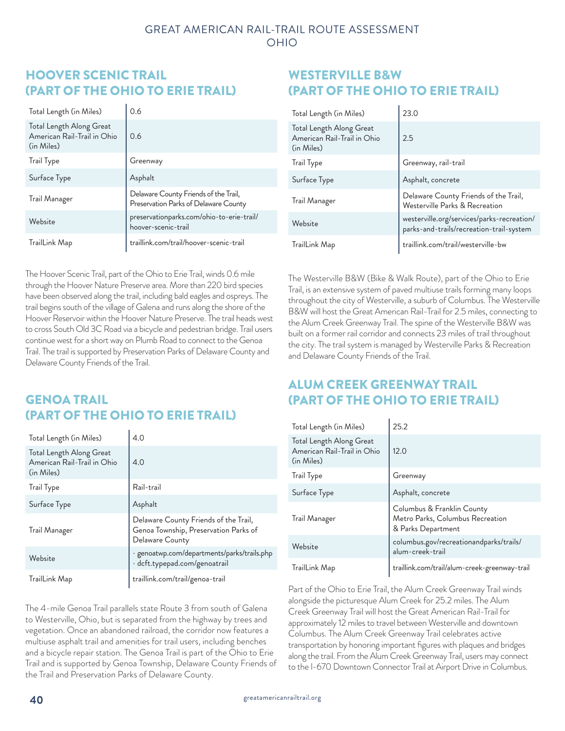## HOOVER SCENIC TRAIL (PART OF THE OHIO TO ERIE TRAIL)

| | |
|---|---|
| Total Length (in Miles) | 0.6 |
| Total Length Along Great American Rail-Trail in Ohio (in Miles) | 0.6 |
| Trail Type | Greenway |
| Surface Type | Asphalt |
| Trail Manager | Delaware County Friends of the Trail, Preservation Parks of Delaware County |
| Website | preservationparks.com/ohio-to-erie-trail/hoover-scenic-trail |
| TrailLink Map | traillink.com/trail/hoover-scenic-trail |

The Hoover Scenic Trail, part of the Ohio to Erie Trail, winds 0.6 mile through the Hoover Nature Preserve area. More than 220 bird species have been observed along the trail, including bald eagles and ospreys. The trail begins south of the village of Galena and runs along the shore of the Hoover Reservoir within the Hoover Nature Preserve. The trail heads west to cross South Old 3C Road via a bicycle and pedestrian bridge. Trail users continue west for a short way on Plumb Road to connect to the Genoa Trail. The trail is supported by Preservation Parks of Delaware County and Delaware County Friends of the Trail.

## GENOA TRAIL (PART OF THE OHIO TO ERIE TRAIL)

| | |
|---|---|
| Total Length (in Miles) | 4.0 |
| Total Length Along Great American Rail-Trail in Ohio (in Miles) | 4.0 |
| Trail Type | Rail-trail |
| Surface Type | Asphalt |
| Trail Manager | Delaware County Friends of the Trail, Genoa Township, Preservation Parks of Delaware County |
| Website | · genoatwp.com/departments/parks/trails.php<br>· dcft.typepad.com/genoatrail |
| TrailLink Map | traillink.com/trail/genoa-trail |

The 4-mile Genoa Trail parallels state Route 3 from south of Galena to Westerville, Ohio, but is separated from the highway by trees and vegetation. Once an abandoned railroad, the corridor now features a multiuse asphalt trail and amenities for trail users, including benches and a bicycle repair station. The Genoa Trail is part of the Ohio to Erie Trail and is supported by Genoa Township, Delaware County Friends of the Trail and Preservation Parks of Delaware County.

## WESTERVILLE B&W (PART OF THE OHIO TO ERIE TRAIL)

| | |
|---|---|
| Total Length (in Miles) | 23.0 |
| Total Length Along Great American Rail-Trail in Ohio (in Miles) | 2.5 |
| Trail Type | Greenway, rail-trail |
| Surface Type | Asphalt, concrete |
| Trail Manager | Delaware County Friends of the Trail, Westerville Parks & Recreation |
| Website | westerville.org/services/parks-recreation/parks-and-trails/recreation-trail-system |
| TrailLink Map | traillink.com/trail/westerville-bw |

The Westerville B&W (Bike & Walk Route), part of the Ohio to Erie Trail, is an extensive system of paved multiuse trails forming many loops throughout the city of Westerville, a suburb of Columbus. The Westerville B&W will host the Great American Rail-Trail for 2.5 miles, connecting to the Alum Creek Greenway Trail. The spine of the Westerville B&W was built on a former rail corridor and connects 23 miles of trail throughout the city. The trail system is managed by Westerville Parks & Recreation and Delaware County Friends of the Trail.

## ALUM CREEK GREENWAY TRAIL (PART OF THE OHIO TO ERIE TRAIL)

| | |
|---|---|
| Total Length (in Miles) | 25.2 |
| Total Length Along Great American Rail-Trail in Ohio (in Miles) | 12.0 |
| Trail Type | Greenway |
| Surface Type | Asphalt, concrete |
| Trail Manager | Columbus & Franklin County Metro Parks, Columbus Recreation & Parks Department |
| Website | columbus.gov/recreationandparks/trails/alum-creek-trail |
| TrailLink Map | traillink.com/trail/alum-creek-greenway-trail |

Part of the Ohio to Erie Trail, the Alum Creek Greenway Trail winds alongside the picturesque Alum Creek for 25.2 miles. The Alum Creek Greenway Trail will host the Great American Rail-Trail for approximately 12 miles to travel between Westerville and downtown Columbus. The Alum Creek Greenway Trail celebrates active transportation by honoring important figures with plaques and bridges along the trail. From the Alum Creek Greenway Trail, users may connect to the I-670 Downtown Connector Trail at Airport Drive in Columbus.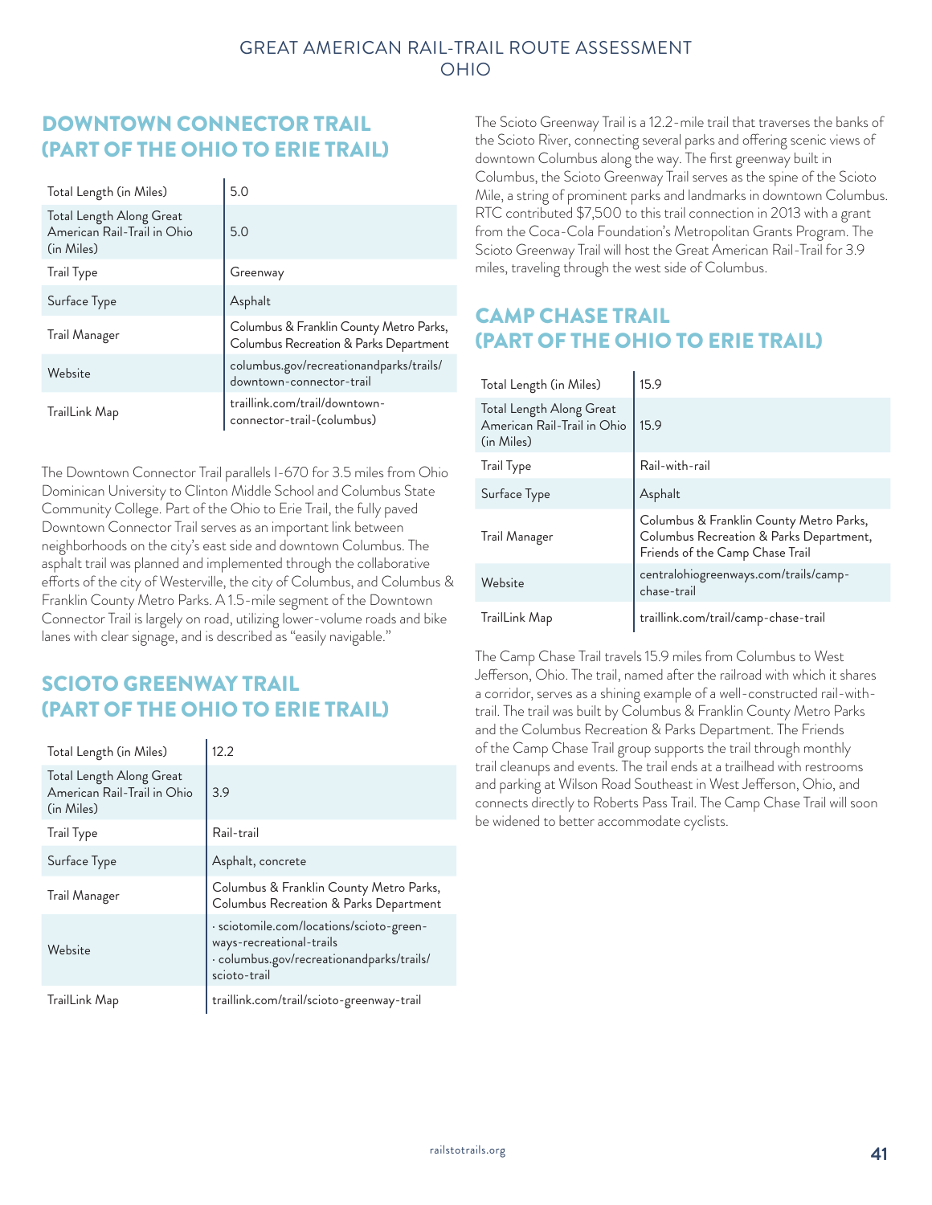## DOWNTOWN CONNECTOR TRAIL (PART OF THE OHIO TO ERIE TRAIL)

| | |
|---|---|
| Total Length (in Miles) | 5.0 |
| Total Length Along Great American Rail-Trail in Ohio (in Miles) | 5.0 |
| Trail Type | Greenway |
| Surface Type | Asphalt |
| Trail Manager | Columbus & Franklin County Metro Parks, Columbus Recreation & Parks Department |
| Website | columbus.gov/recreationandparks/trails/downtown-connector-trail |
| TrailLink Map | traillink.com/trail/downtown-connector-trail-(columbus) |

The Downtown Connector Trail parallels I-670 for 3.5 miles from Ohio Dominican University to Clinton Middle School and Columbus State Community College. Part of the Ohio to Erie Trail, the fully paved Downtown Connector Trail serves as an important link between neighborhoods on the city's east side and downtown Columbus. The asphalt trail was planned and implemented through the collaborative efforts of the city of Westerville, the city of Columbus, and Columbus & Franklin County Metro Parks. A 1.5-mile segment of the Downtown Connector Trail is largely on road, utilizing lower-volume roads and bike lanes with clear signage, and is described as "easily navigable."

## SCIOTO GREENWAY TRAIL (PART OF THE OHIO TO ERIE TRAIL)

| | |
|---|---|
| Total Length (in Miles) | 12.2 |
| Total Length Along Great American Rail-Trail in Ohio (in Miles) | 3.9 |
| Trail Type | Rail-trail |
| Surface Type | Asphalt, concrete |
| Trail Manager | Columbus & Franklin County Metro Parks, Columbus Recreation & Parks Department |
| Website | · sciotomile.com/locations/scioto-greenways-recreational-trails<br>· columbus.gov/recreationandparks/trails/scioto-trail |
| TrailLink Map | traillink.com/trail/scioto-greenway-trail |

The Scioto Greenway Trail is a 12.2-mile trail that traverses the banks of the Scioto River, connecting several parks and offering scenic views of downtown Columbus along the way. The first greenway built in Columbus, the Scioto Greenway Trail serves as the spine of the Scioto Mile, a string of prominent parks and landmarks in downtown Columbus. RTC contributed $7,500 to this trail connection in 2013 with a grant from the Coca-Cola Foundation's Metropolitan Grants Program. The Scioto Greenway Trail will host the Great American Rail-Trail for 3.9 miles, traveling through the west side of Columbus.

## CAMP CHASE TRAIL (PART OF THE OHIO TO ERIE TRAIL)

| | |
|---|---|
| Total Length (in Miles) | 15.9 |
| Total Length Along Great American Rail-Trail in Ohio (in Miles) | 15.9 |
| Trail Type | Rail-with-rail |
| Surface Type | Asphalt |
| Trail Manager | Columbus & Franklin County Metro Parks, Columbus Recreation & Parks Department, Friends of the Camp Chase Trail |
| Website | centralohiogreenways.com/trails/camp-chase-trail |
| TrailLink Map | traillink.com/trail/camp-chase-trail |

The Camp Chase Trail travels 15.9 miles from Columbus to West Jefferson, Ohio. The trail, named after the railroad with which it shares a corridor, serves as a shining example of a well-constructed rail-with-trail. The trail was built by Columbus & Franklin County Metro Parks and the Columbus Recreation & Parks Department. The Friends of the Camp Chase Trail group supports the trail through monthly trail cleanups and events. The trail ends at a trailhead with restrooms and parking at Wilson Road Southeast in West Jefferson, Ohio, and connects directly to Roberts Pass Trail. The Camp Chase Trail will soon be widened to better accommodate cyclists.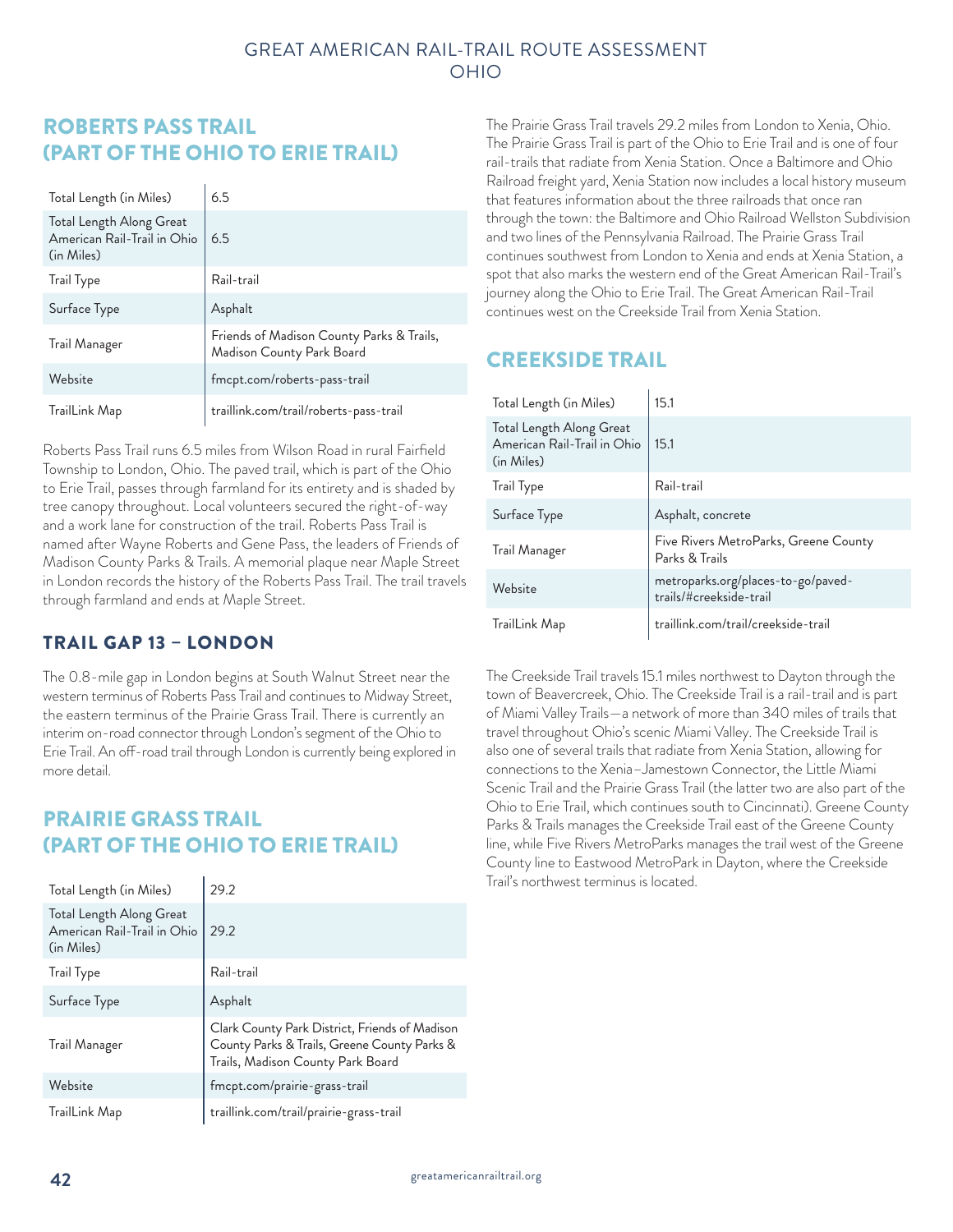## ROBERTS PASS TRAIL (PART OF THE OHIO TO ERIE TRAIL)

| | |
|---|---|
| Total Length (in Miles) | 6.5 |
| Total Length Along Great American Rail-Trail in Ohio (in Miles) | 6.5 |
| Trail Type | Rail-trail |
| Surface Type | Asphalt |
| Trail Manager | Friends of Madison County Parks & Trails, Madison County Park Board |
| Website | fmcpt.com/roberts-pass-trail |
| TrailLink Map | traillink.com/trail/roberts-pass-trail |

Roberts Pass Trail runs 6.5 miles from Wilson Road in rural Fairfield Township to London, Ohio. The paved trail, which is part of the Ohio to Erie Trail, passes through farmland for its entirety and is shaded by tree canopy throughout. Local volunteers secured the right-of-way and a work lane for construction of the trail. Roberts Pass Trail is named after Wayne Roberts and Gene Pass, the leaders of Friends of Madison County Parks & Trails. A memorial plaque near Maple Street in London records the history of the Roberts Pass Trail. The trail travels through farmland and ends at Maple Street.

### TRAIL GAP 13 – LONDON

The 0.8-mile gap in London begins at South Walnut Street near the western terminus of Roberts Pass Trail and continues to Midway Street, the eastern terminus of the Prairie Grass Trail. There is currently an interim on-road connector through London's segment of the Ohio to Erie Trail. An off-road trail through London is currently being explored in more detail.

## PRAIRIE GRASS TRAIL (PART OF THE OHIO TO ERIE TRAIL)

| | |
|---|---|
| Total Length (in Miles) | 29.2 |
| Total Length Along Great American Rail-Trail in Ohio (in Miles) | 29.2 |
| Trail Type | Rail-trail |
| Surface Type | Asphalt |
| Trail Manager | Clark County Park District, Friends of Madison County Parks & Trails, Greene County Parks & Trails, Madison County Park Board |
| Website | fmcpt.com/prairie-grass-trail |
| TrailLink Map | traillink.com/trail/prairie-grass-trail |

The Prairie Grass Trail travels 29.2 miles from London to Xenia, Ohio. The Prairie Grass Trail is part of the Ohio to Erie Trail and is one of four rail-trails that radiate from Xenia Station. Once a Baltimore and Ohio Railroad freight yard, Xenia Station now includes a local history museum that features information about the three railroads that once ran through the town: the Baltimore and Ohio Railroad Wellston Subdivision and two lines of the Pennsylvania Railroad. The Prairie Grass Trail continues southwest from London to Xenia and ends at Xenia Station, a spot that also marks the western end of the Great American Rail-Trail's journey along the Ohio to Erie Trail. The Great American Rail-Trail continues west on the Creekside Trail from Xenia Station.

## CREEKSIDE TRAIL

| | |
|---|---|
| Total Length (in Miles) | 15.1 |
| Total Length Along Great American Rail-Trail in Ohio (in Miles) | 15.1 |
| Trail Type | Rail-trail |
| Surface Type | Asphalt, concrete |
| Trail Manager | Five Rivers MetroParks, Greene County Parks & Trails |
| Website | metroparks.org/places-to-go/paved-trails/#creekside-trail |
| TrailLink Map | traillink.com/trail/creekside-trail |

The Creekside Trail travels 15.1 miles northwest to Dayton through the town of Beavercreek, Ohio. The Creekside Trail is a rail-trail and is part of Miami Valley Trails—a network of more than 340 miles of trails that travel throughout Ohio's scenic Miami Valley. The Creekside Trail is also one of several trails that radiate from Xenia Station, allowing for connections to the Xenia–Jamestown Connector, the Little Miami Scenic Trail and the Prairie Grass Trail (the latter two are also part of the Ohio to Erie Trail, which continues south to Cincinnati). Greene County Parks & Trails manages the Creekside Trail east of the Greene County line, while Five Rivers MetroParks manages the trail west of the Greene County line to Eastwood MetroPark in Dayton, where the Creekside Trail's northwest terminus is located.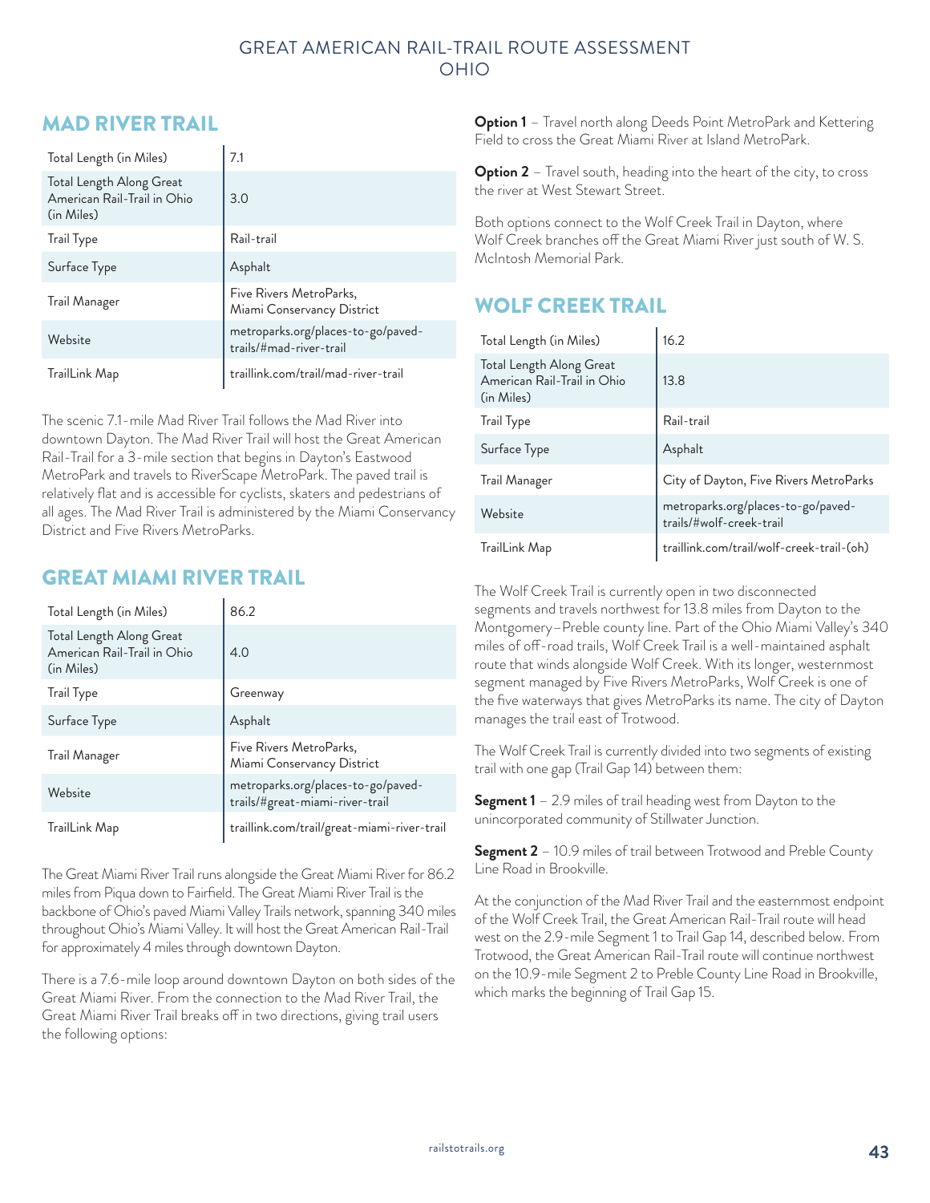## MAD RIVER TRAIL

| | |
|---|---|
| Total Length (in Miles) | 7.1 |
| Total Length Along Great American Rail-Trail in Ohio (in Miles) | 3.0 |
| Trail Type | Rail-trail |
| Surface Type | Asphalt |
| Trail Manager | Five Rivers MetroParks, Miami Conservancy District |
| Website | metroparks.org/places-to-go/paved-trails/#mad-river-trail |
| TrailLink Map | traillink.com/trail/mad-river-trail |

The scenic 7.1-mile Mad River Trail follows the Mad River into downtown Dayton. The Mad River Trail will host the Great American Rail-Trail for a 3-mile section that begins in Dayton's Eastwood MetroPark and travels to RiverScape MetroPark. The paved trail is relatively flat and is accessible for cyclists, skaters and pedestrians of all ages. The Mad River Trail is administered by the Miami Conservancy District and Five Rivers MetroParks.

## GREAT MIAMI RIVER TRAIL

| | |
|---|---|
| Total Length (in Miles) | 86.2 |
| Total Length Along Great American Rail-Trail in Ohio (in Miles) | 4.0 |
| Trail Type | Greenway |
| Surface Type | Asphalt |
| Trail Manager | Five Rivers MetroParks, Miami Conservancy District |
| Website | metroparks.org/places-to-go/paved-trails/#great-miami-river-trail |
| TrailLink Map | traillink.com/trail/great-miami-river-trail |

The Great Miami River Trail runs alongside the Great Miami River for 86.2 miles from Piqua down to Fairfield. The Great Miami River Trail is the backbone of Ohio's paved Miami Valley Trails network, spanning 340 miles throughout Ohio's Miami Valley. It will host the Great American Rail-Trail for approximately 4 miles through downtown Dayton.

There is a 7.6-mile loop around downtown Dayton on both sides of the Great Miami River. From the connection to the Mad River Trail, the Great Miami River Trail breaks off in two directions, giving trail users the following options:

**Option 1** – Travel north along Deeds Point MetroPark and Kettering Field to cross the Great Miami River at Island MetroPark.

**Option 2** – Travel south, heading into the heart of the city, to cross the river at West Stewart Street.

Both options connect to the Wolf Creek Trail in Dayton, where Wolf Creek branches off the Great Miami River just south of W. S. McIntosh Memorial Park.

## WOLF CREEK TRAIL

| | |
|---|---|
| Total Length (in Miles) | 16.2 |
| Total Length Along Great American Rail-Trail in Ohio (in Miles) | 13.8 |
| Trail Type | Rail-trail |
| Surface Type | Asphalt |
| Trail Manager | City of Dayton, Five Rivers MetroParks |
| Website | metroparks.org/places-to-go/paved-trails/#wolf-creek-trail |
| TrailLink Map | traillink.com/trail/wolf-creek-trail-(oh) |

The Wolf Creek Trail is currently open in two disconnected segments and travels northwest for 13.8 miles from Dayton to the Montgomery–Preble county line. Part of the Ohio Miami Valley's 340 miles of off-road trails, Wolf Creek Trail is a well-maintained asphalt route that winds alongside Wolf Creek. With its longer, westernmost segment managed by Five Rivers MetroParks, Wolf Creek is one of the five waterways that gives MetroParks its name. The city of Dayton manages the trail east of Trotwood.

The Wolf Creek Trail is currently divided into two segments of existing trail with one gap (Trail Gap 14) between them:

**Segment 1** – 2.9 miles of trail heading west from Dayton to the unincorporated community of Stillwater Junction.

**Segment 2** – 10.9 miles of trail between Trotwood and Preble County Line Road in Brookville.

At the conjunction of the Mad River Trail and the easternmost endpoint of the Wolf Creek Trail, the Great American Rail-Trail route will head west on the 2.9-mile Segment 1 to Trail Gap 14, described below. From Trotwood, the Great American Rail-Trail route will continue northwest on the 10.9-mile Segment 2 to Preble County Line Road in Brookville, which marks the beginning of Trail Gap 15.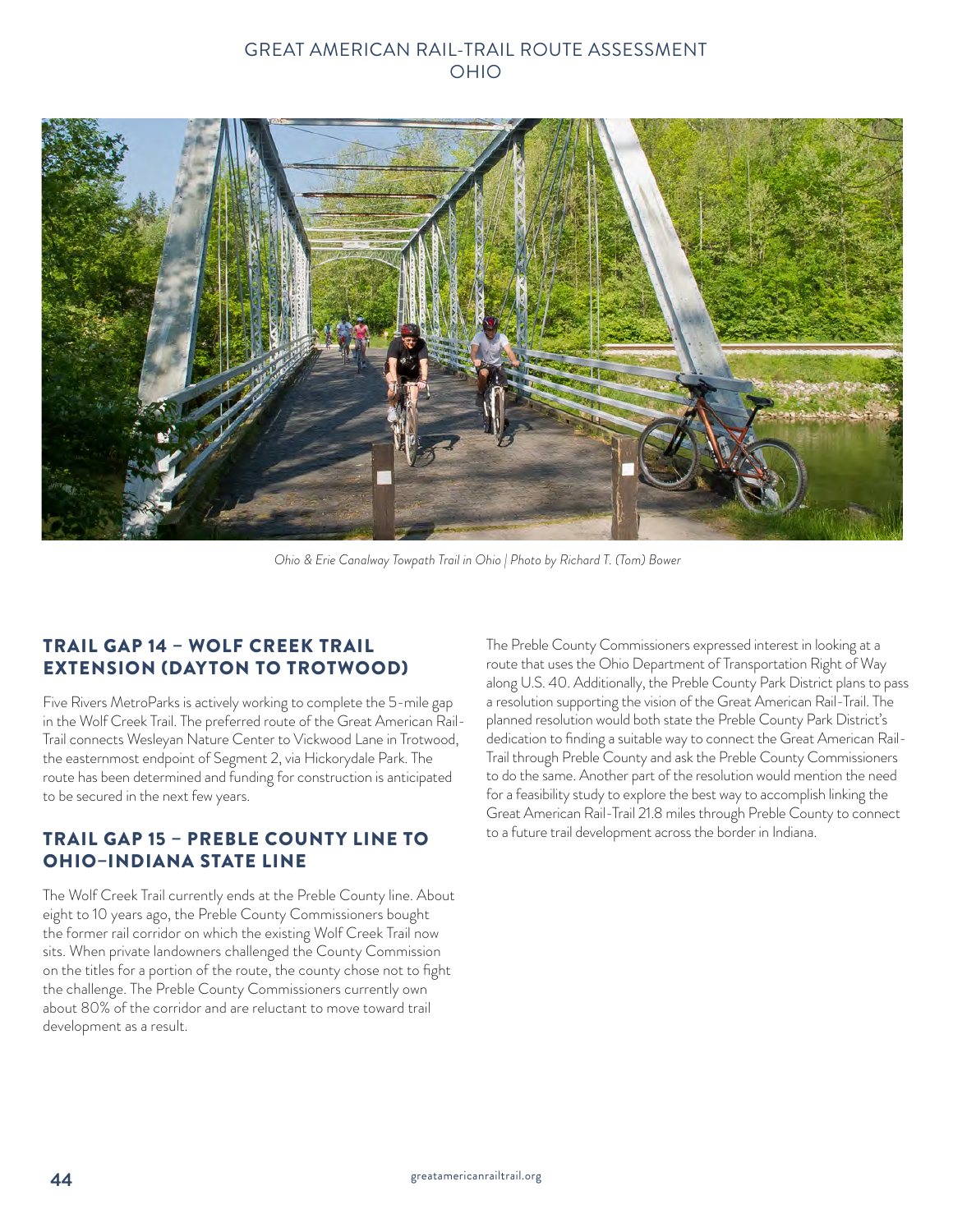*Ohio & Erie Canalway Towpath Trail in Ohio | Photo by Richard T. (Tom) Bower*

## TRAIL GAP 14 – WOLF CREEK TRAIL EXTENSION (DAYTON TO TROTWOOD)

Five Rivers MetroParks is actively working to complete the 5-mile gap in the Wolf Creek Trail. The preferred route of the Great American Rail-Trail connects Wesleyan Nature Center to Vickwood Lane in Trotwood, the easternmost endpoint of Segment 2, via Hickorydale Park. The route has been determined and funding for construction is anticipated to be secured in the next few years.

## TRAIL GAP 15 – PREBLE COUNTY LINE TO OHIO–INDIANA STATE LINE

The Wolf Creek Trail currently ends at the Preble County line. About eight to 10 years ago, the Preble County Commissioners bought the former rail corridor on which the existing Wolf Creek Trail now sits. When private landowners challenged the County Commission on the titles for a portion of the route, the county chose not to fight the challenge. The Preble County Commissioners currently own about 80% of the corridor and are reluctant to move toward trail development as a result.

The Preble County Commissioners expressed interest in looking at a route that uses the Ohio Department of Transportation Right of Way along U.S. 40. Additionally, the Preble County Park District plans to pass a resolution supporting the vision of the Great American Rail-Trail. The planned resolution would both state the Preble County Park District's dedication to finding a suitable way to connect the Great American Rail-Trail through Preble County and ask the Preble County Commissioners to do the same. Another part of the resolution would mention the need for a feasibility study to explore the best way to accomplish linking the Great American Rail-Trail 21.8 miles through Preble County to connect to a future trail development across the border in Indiana.